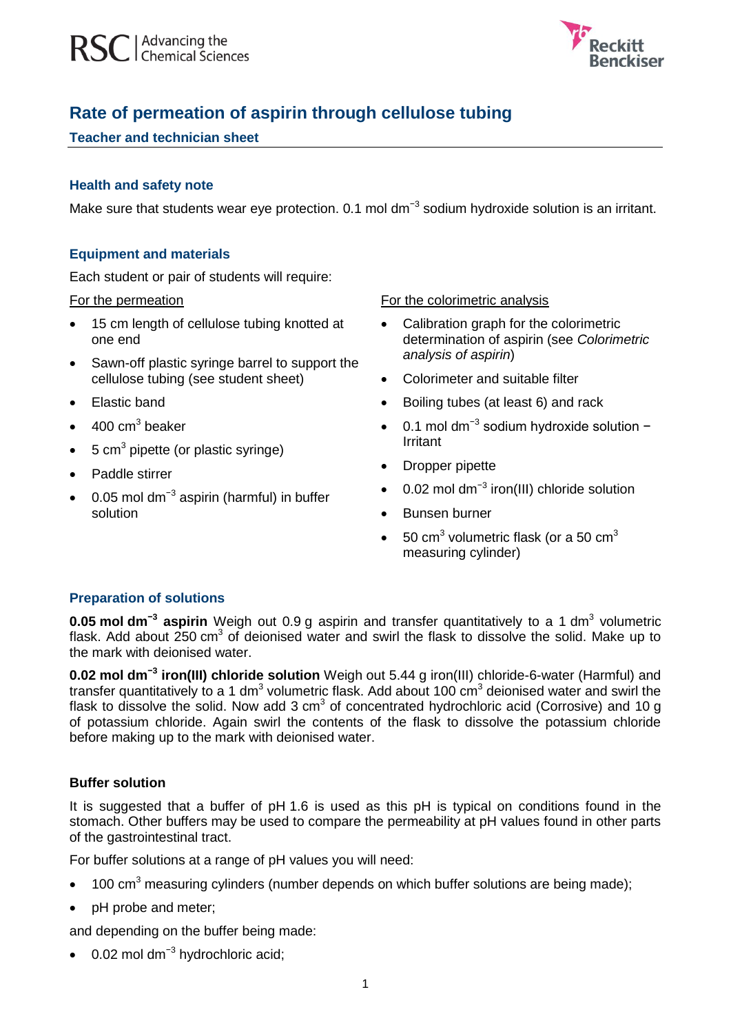# Rate of permeation of aspirin through cellulose tubing

## Teacher and technician sheet

### Health and safety note

Make sure that students wear eye protection. 0.1 mol $dm^{-3}$ sodium hydroxide solution is an irritant.

### Equipment and materials

Each student or pair of students will require:

For the permeation

- 15 cm length of cellulose tubing knotted at one end
- Sawn-off plastic syringe barrel to support the cellulose tubing (see student sheet)
- Elastic band
- 400 $cm^3$ beaker
- 5 $cm^3$ pipette (or plastic syringe)
- Paddle stirrer
- 0.05 mol $dm^{-3}$ aspirin (harmful) in buffer solution

For the colorimetric analysis

- Calibration graph for the colorimetric determination of aspirin (see *Colorimetric analysis of aspirin*)
- Colorimeter and suitable filter
- Boiling tubes (at least 6) and rack
- 0.1 mol $dm^{-3}$ sodium hydroxide solution − Irritant
- Dropper pipette
- 0.02 mol $dm^{-3}$ iron(III) chloride solution
- Bunsen burner
- 50 $cm^3$ volumetric flask (or a 50 $cm^3$ measuring cylinder)

### Preparation of solutions

**0.05 mol $dm^{-3}$ aspirin** Weigh out 0.9 g aspirin and transfer quantitatively to a 1 $dm^3$ volumetric flask. Add about 250 $cm^3$ of deionised water and swirl the flask to dissolve the solid. Make up to the mark with deionised water.

**0.02 mol $dm^{-3}$ iron(III) chloride solution** Weigh out 5.44 g iron(III) chloride-6-water (Harmful) and transfer quantitatively to a 1 $dm^3$ volumetric flask. Add about 100 $cm^3$ deionised water and swirl the flask to dissolve the solid. Now add 3 $cm^3$ of concentrated hydrochloric acid (Corrosive) and 10 g of potassium chloride. Again swirl the contents of the flask to dissolve the potassium chloride before making up to the mark with deionised water.

### Buffer solution

It is suggested that a buffer of pH 1.6 is used as this pH is typical on conditions found in the stomach. Other buffers may be used to compare the permeability at pH values found in other parts of the gastrointestinal tract.

For buffer solutions at a range of pH values you will need:

- 100 $cm^3$ measuring cylinders (number depends on which buffer solutions are being made);
- pH probe and meter;

and depending on the buffer being made:

- 0.02 mol $dm^{-3}$ hydrochloric acid;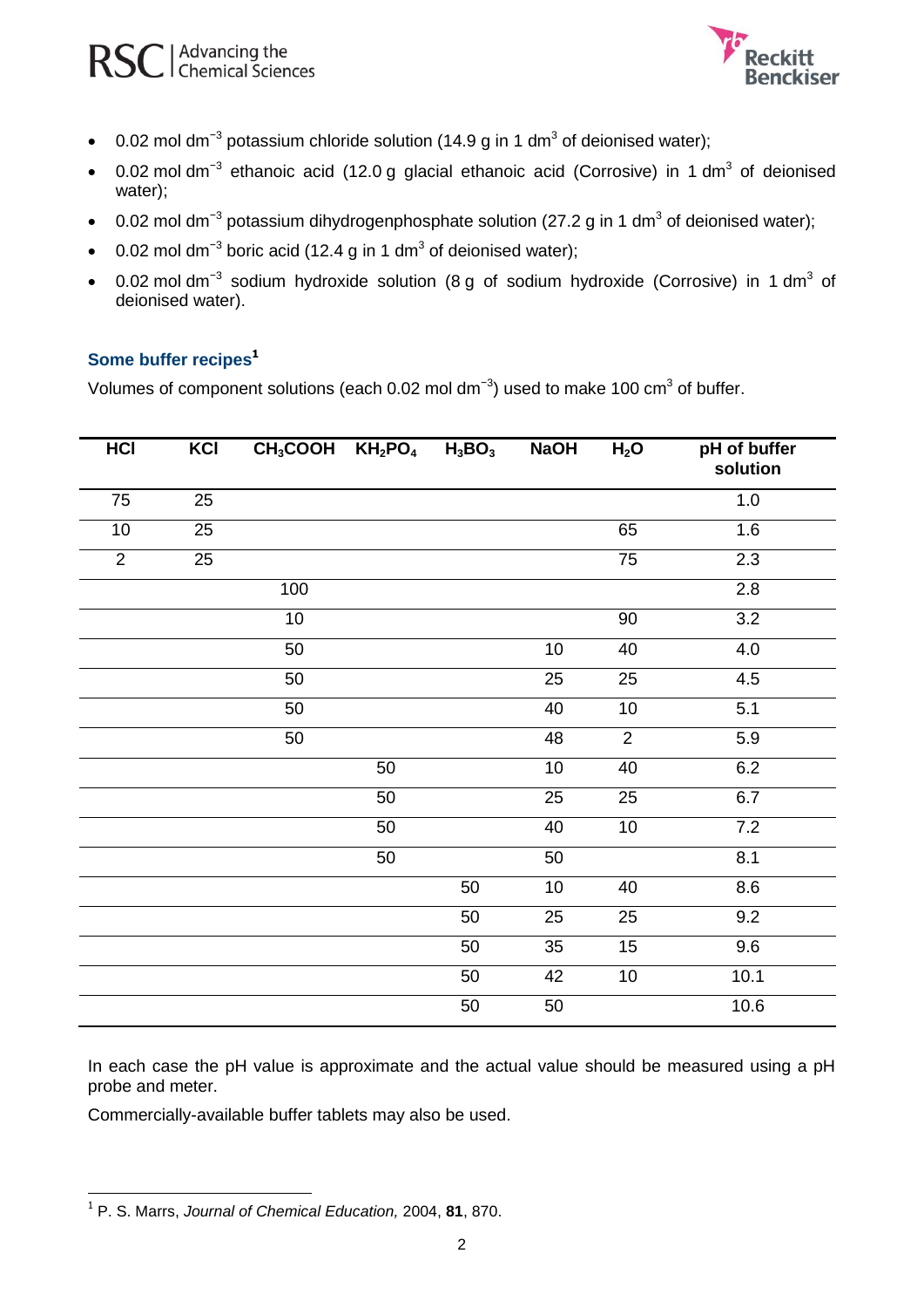- 0.02 mol dm$^{-3}$ potassium chloride solution (14.9 g in 1 dm$^{3}$ of deionised water);
- 0.02 mol dm$^{-3}$ ethanoic acid (12.0 g glacial ethanoic acid (Corrosive) in 1 dm$^{3}$ of deionised water);
- 0.02 mol dm$^{-3}$ potassium dihydrogenphosphate solution (27.2 g in 1 dm$^{3}$ of deionised water);
- 0.02 mol dm$^{-3}$ boric acid (12.4 g in 1 dm$^{3}$ of deionised water);
- 0.02 mol dm$^{-3}$ sodium hydroxide solution (8 g of sodium hydroxide (Corrosive) in 1 dm$^{3}$ of deionised water).

### Some buffer recipes[1]

Volumes of component solutions (each 0.02 mol dm$^{-3}$) used to make 100 cm$^{3}$ of buffer.

| HCl | KCl | $CH_3COOH$ | $KH_2PO_4$ | $H_3BO_3$ | NaOH | $H_2O$ | pH of buffer solution |
|---|---|---|---|---|---|---|---|
| 75 | 25 | | | | | | 1.0 |
| 10 | 25 | | | | | 65 | 1.6 |
| 2 | 25 | | | | | 75 | 2.3 |
| | | 100 | | | | | 2.8 |
| | | 10 | | | | 90 | 3.2 |
| | | 50 | | | 10 | 40 | 4.0 |
| | | 50 | | | 25 | 25 | 4.5 |
| | | 50 | | | 40 | 10 | 5.1 |
| | | 50 | | | 48 | 2 | 5.9 |
| | | | 50 | | 10 | 40 | 6.2 |
| | | | 50 | | 25 | 25 | 6.7 |
| | | | 50 | | 40 | 10 | 7.2 |
| | | | 50 | | 50 | | 8.1 |
| | | | | 50 | 10 | 40 | 8.6 |
| | | | | 50 | 25 | 25 | 9.2 |
| | | | | 50 | 35 | 15 | 9.6 |
| | | | | 50 | 42 | 10 | 10.1 |
| | | | | 50 | 50 | | 10.6 |

In each case the pH value is approximate and the actual value should be measured using a pH probe and meter.

Commercially-available buffer tablets may also be used.

[1] P. S. Marrs, *Journal of Chemical Education,* 2004, **81**, 870.